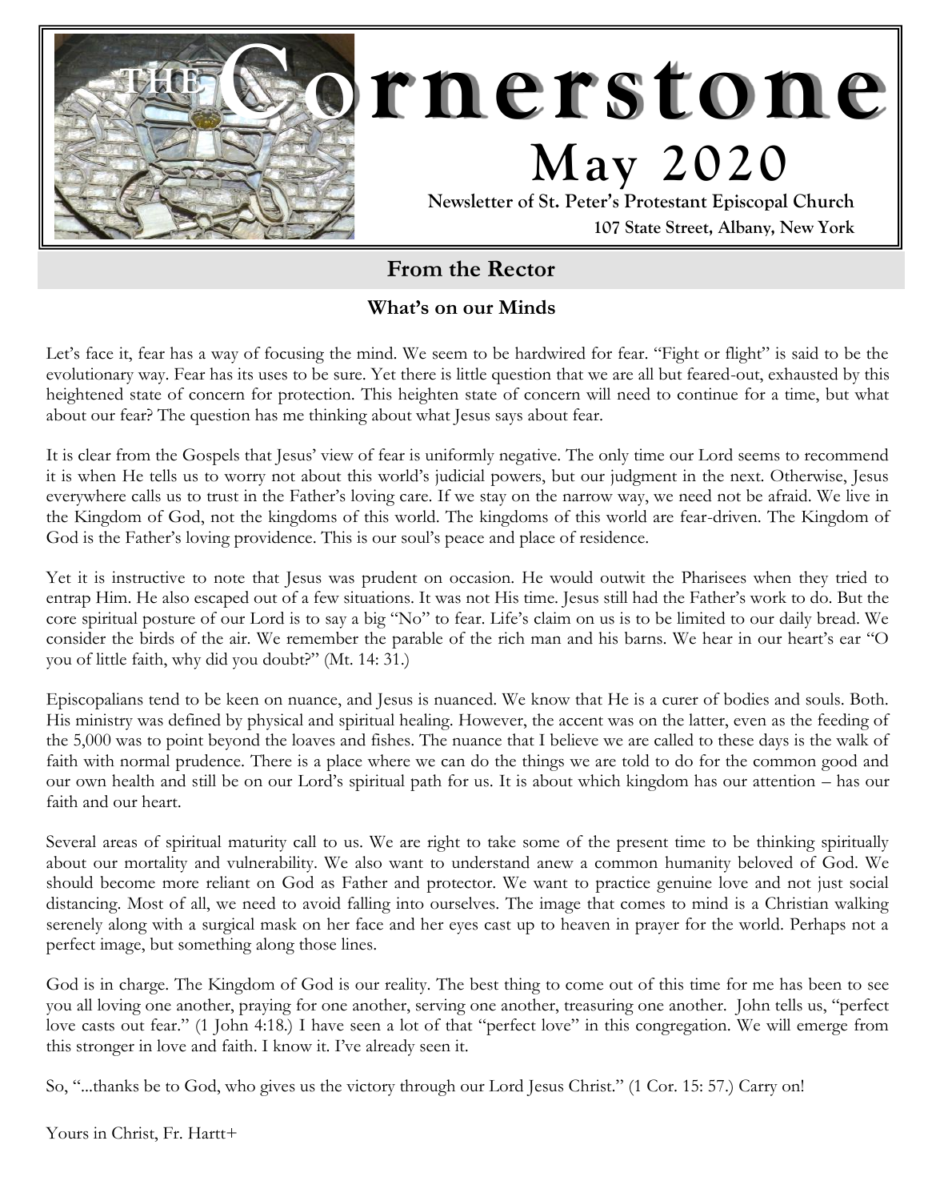# THE Cornerstone

## May 2020

**Newsletter of St. Peter's Protestant Episcopal Church**
**107 State Street, Albany, New York**

## From the Rector

### What's on our Minds

Let's face it, fear has a way of focusing the mind. We seem to be hardwired for fear. "Fight or flight" is said to be the evolutionary way. Fear has its uses to be sure. Yet there is little question that we are all but feared-out, exhausted by this heightened state of concern for protection. This heighten state of concern will need to continue for a time, but what about our fear? The question has me thinking about what Jesus says about fear.

It is clear from the Gospels that Jesus' view of fear is uniformly negative. The only time our Lord seems to recommend it is when He tells us to worry not about this world's judicial powers, but our judgment in the next. Otherwise, Jesus everywhere calls us to trust in the Father's loving care. If we stay on the narrow way, we need not be afraid. We live in the Kingdom of God, not the kingdoms of this world. The kingdoms of this world are fear-driven. The Kingdom of God is the Father's loving providence. This is our soul's peace and place of residence.

Yet it is instructive to note that Jesus was prudent on occasion. He would outwit the Pharisees when they tried to entrap Him. He also escaped out of a few situations. It was not His time. Jesus still had the Father's work to do. But the core spiritual posture of our Lord is to say a big "No" to fear. Life's claim on us is to be limited to our daily bread. We consider the birds of the air. We remember the parable of the rich man and his barns. We hear in our heart's ear "O you of little faith, why did you doubt?" (Mt. 14: 31.)

Episcopalians tend to be keen on nuance, and Jesus is nuanced. We know that He is a curer of bodies and souls. Both. His ministry was defined by physical and spiritual healing. However, the accent was on the latter, even as the feeding of the 5,000 was to point beyond the loaves and fishes. The nuance that I believe we are called to these days is the walk of faith with normal prudence. There is a place where we can do the things we are told to do for the common good and our own health and still be on our Lord's spiritual path for us. It is about which kingdom has our attention – has our faith and our heart.

Several areas of spiritual maturity call to us. We are right to take some of the present time to be thinking spiritually about our mortality and vulnerability. We also want to understand anew a common humanity beloved of God. We should become more reliant on God as Father and protector. We want to practice genuine love and not just social distancing. Most of all, we need to avoid falling into ourselves. The image that comes to mind is a Christian walking serenely along with a surgical mask on her face and her eyes cast up to heaven in prayer for the world. Perhaps not a perfect image, but something along those lines.

God is in charge. The Kingdom of God is our reality. The best thing to come out of this time for me has been to see you all loving one another, praying for one another, serving one another, treasuring one another. John tells us, "perfect love casts out fear." (1 John 4:18.) I have seen a lot of that "perfect love" in this congregation. We will emerge from this stronger in love and faith. I know it. I've already seen it.

So, "...thanks be to God, who gives us the victory through our Lord Jesus Christ." (1 Cor. 15: 57.) Carry on!

Yours in Christ, Fr. Hartt+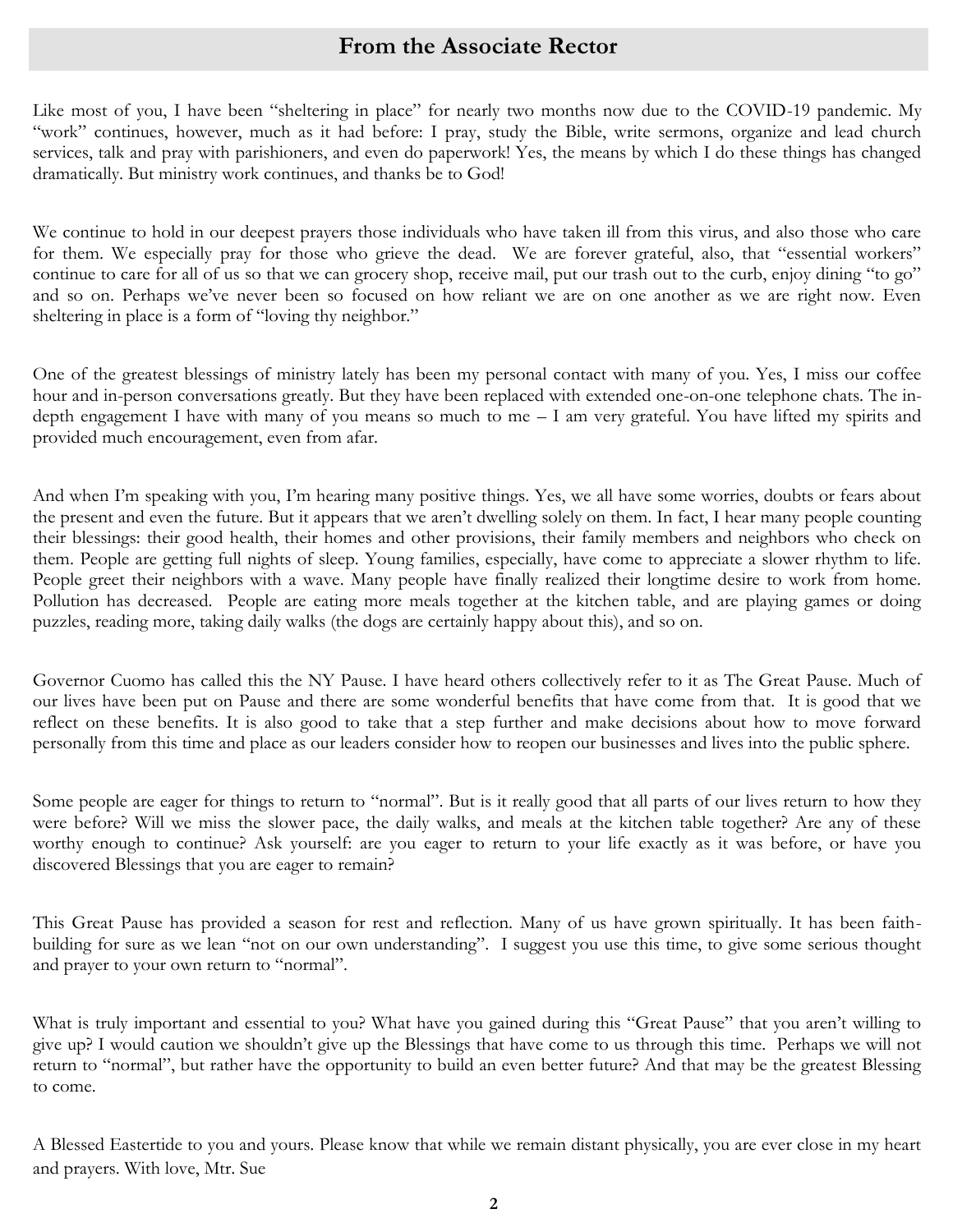## From the Associate Rector

Like most of you, I have been "sheltering in place" for nearly two months now due to the COVID-19 pandemic. My "work" continues, however, much as it had before: I pray, study the Bible, write sermons, organize and lead church services, talk and pray with parishioners, and even do paperwork! Yes, the means by which I do these things has changed dramatically. But ministry work continues, and thanks be to God!

We continue to hold in our deepest prayers those individuals who have taken ill from this virus, and also those who care for them. We especially pray for those who grieve the dead. We are forever grateful, also, that "essential workers" continue to care for all of us so that we can grocery shop, receive mail, put our trash out to the curb, enjoy dining "to go" and so on. Perhaps we've never been so focused on how reliant we are on one another as we are right now. Even sheltering in place is a form of "loving thy neighbor."

One of the greatest blessings of ministry lately has been my personal contact with many of you. Yes, I miss our coffee hour and in-person conversations greatly. But they have been replaced with extended one-on-one telephone chats. The in-depth engagement I have with many of you means so much to me – I am very grateful. You have lifted my spirits and provided much encouragement, even from afar.

And when I'm speaking with you, I'm hearing many positive things. Yes, we all have some worries, doubts or fears about the present and even the future. But it appears that we aren't dwelling solely on them. In fact, I hear many people counting their blessings: their good health, their homes and other provisions, their family members and neighbors who check on them. People are getting full nights of sleep. Young families, especially, have come to appreciate a slower rhythm to life. People greet their neighbors with a wave. Many people have finally realized their longtime desire to work from home. Pollution has decreased. People are eating more meals together at the kitchen table, and are playing games or doing puzzles, reading more, taking daily walks (the dogs are certainly happy about this), and so on.

Governor Cuomo has called this the NY Pause. I have heard others collectively refer to it as The Great Pause. Much of our lives have been put on Pause and there are some wonderful benefits that have come from that. It is good that we reflect on these benefits. It is also good to take that a step further and make decisions about how to move forward personally from this time and place as our leaders consider how to reopen our businesses and lives into the public sphere.

Some people are eager for things to return to "normal". But is it really good that all parts of our lives return to how they were before? Will we miss the slower pace, the daily walks, and meals at the kitchen table together? Are any of these worthy enough to continue? Ask yourself: are you eager to return to your life exactly as it was before, or have you discovered Blessings that you are eager to remain?

This Great Pause has provided a season for rest and reflection. Many of us have grown spiritually. It has been faith-building for sure as we lean "not on our own understanding". I suggest you use this time, to give some serious thought and prayer to your own return to "normal".

What is truly important and essential to you? What have you gained during this "Great Pause" that you aren't willing to give up? I would caution we shouldn't give up the Blessings that have come to us through this time. Perhaps we will not return to "normal", but rather have the opportunity to build an even better future? And that may be the greatest Blessing to come.

A Blessed Eastertide to you and yours. Please know that while we remain distant physically, you are ever close in my heart and prayers. With love, Mtr. Sue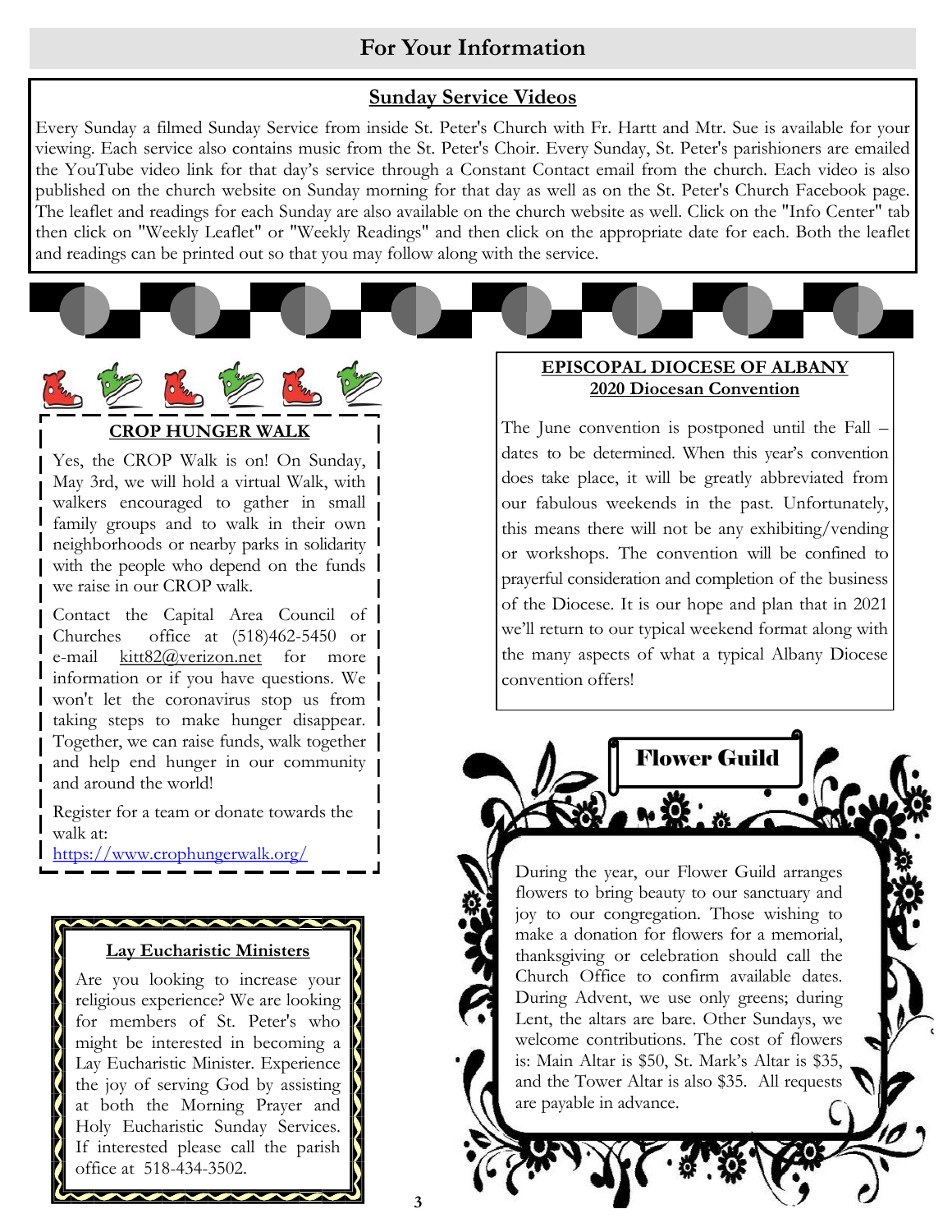# For Your Information

## Sunday Service Videos

Every Sunday a filmed Sunday Service from inside St. Peter's Church with Fr. Hartt and Mtr. Sue is available for your viewing. Each service also contains music from the St. Peter's Choir. Every Sunday, St. Peter's parishioners are emailed the YouTube video link for that day's service through a Constant Contact email from the church. Each video is also published on the church website on Sunday morning for that day as well as on the St. Peter's Church Facebook page. The leaflet and readings for each Sunday are also available on the church website as well. Click on the "Info Center" tab then click on "Weekly Leaflet" or "Weekly Readings" and then click on the appropriate date for each. Both the leaflet and readings can be printed out so that you may follow along with the service.

## CROP HUNGER WALK

Yes, the CROP Walk is on! On Sunday, May 3rd, we will hold a virtual Walk, with walkers encouraged to gather in small family groups and to walk in their own neighborhoods or nearby parks in solidarity with the people who depend on the funds we raise in our CROP walk.

Contact the Capital Area Council of Churches office at (518)462-5450 or e-mail kitt82@verizon.net for more information or if you have questions. We won't let the coronavirus stop us from taking steps to make hunger disappear. Together, we can raise funds, walk together and help end hunger in our community and around the world!

Register for a team or donate towards the walk at:
https://www.crophungerwalk.org/

## Lay Eucharistic Ministers

Are you looking to increase your religious experience? We are looking for members of St. Peter's who might be interested in becoming a Lay Eucharistic Minister. Experience the joy of serving God by assisting at both the Morning Prayer and Holy Eucharistic Sunday Services. If interested please call the parish office at 518-434-3502.

## EPISCOPAL DIOCESE OF ALBANY
### 2020 Diocesan Convention

The June convention is postponed until the Fall – dates to be determined. When this year's convention does take place, it will be greatly abbreviated from our fabulous weekends in the past. Unfortunately, this means there will not be any exhibiting/vending or workshops. The convention will be confined to prayerful consideration and completion of the business of the Diocese. It is our hope and plan that in 2021 we'll return to our typical weekend format along with the many aspects of what a typical Albany Diocese convention offers!

## Flower Guild

During the year, our Flower Guild arranges flowers to bring beauty to our sanctuary and joy to our congregation. Those wishing to make a donation for flowers for a memorial, thanksgiving or celebration should call the Church Office to confirm available dates. During Advent, we use only greens; during Lent, the altars are bare. Other Sundays, we welcome contributions. The cost of flowers is: Main Altar is $50, St. Mark's Altar is $35, and the Tower Altar is also $35. All requests are payable in advance.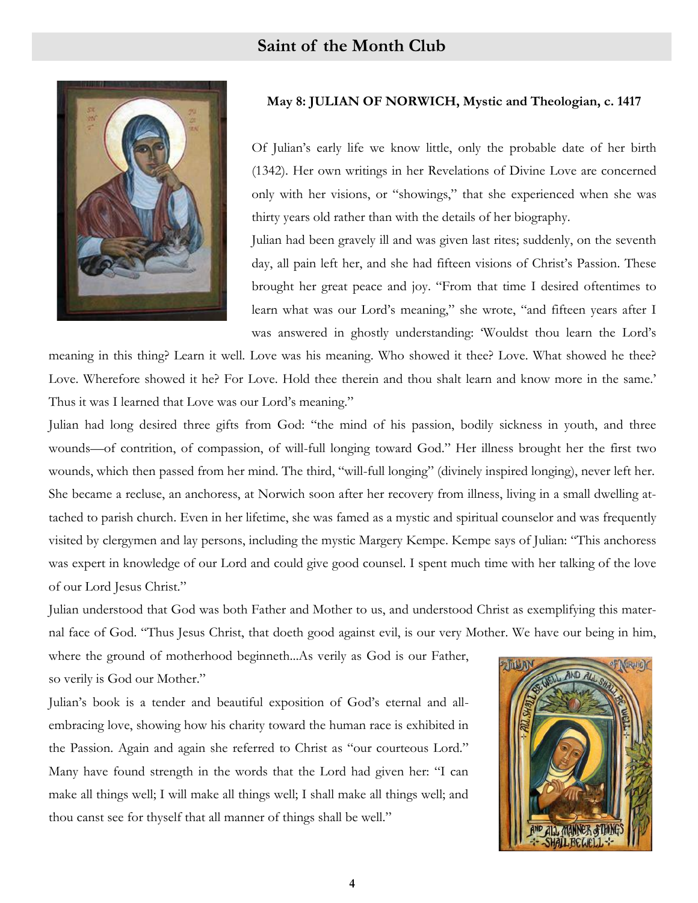## Saint of the Month Club

**May 8: JULIAN OF NORWICH, Mystic and Theologian, c. 1417**

Of Julian's early life we know little, only the probable date of her birth (1342). Her own writings in her Revelations of Divine Love are concerned only with her visions, or "showings," that she experienced when she was thirty years old rather than with the details of her biography.

Julian had been gravely ill and was given last rites; suddenly, on the seventh day, all pain left her, and she had fifteen visions of Christ's Passion. These brought her great peace and joy. "From that time I desired oftentimes to learn what was our Lord's meaning," she wrote, "and fifteen years after I was answered in ghostly understanding: 'Wouldst thou learn the Lord's meaning in this thing? Learn it well. Love was his meaning. Who showed it thee? Love. What showed he thee? Love. Wherefore showed it he? For Love. Hold thee therein and thou shalt learn and know more in the same.' Thus it was I learned that Love was our Lord's meaning."

Julian had long desired three gifts from God: "the mind of his passion, bodily sickness in youth, and three wounds—of contrition, of compassion, of will-full longing toward God." Her illness brought her the first two wounds, which then passed from her mind. The third, "will-full longing" (divinely inspired longing), never left her. She became a recluse, an anchoress, at Norwich soon after her recovery from illness, living in a small dwelling attached to parish church. Even in her lifetime, she was famed as a mystic and spiritual counselor and was frequently visited by clergymen and lay persons, including the mystic Margery Kempe. Kempe says of Julian: "This anchoress was expert in knowledge of our Lord and could give good counsel. I spent much time with her talking of the love of our Lord Jesus Christ."

Julian understood that God was both Father and Mother to us, and understood Christ as exemplifying this maternal face of God. "Thus Jesus Christ, that doeth good against evil, is our very Mother. We have our being in him, where the ground of motherhood beginneth...As verily as God is our Father, so verily is God our Mother."

Julian's book is a tender and beautiful exposition of God's eternal and all-embracing love, showing how his charity toward the human race is exhibited in the Passion. Again and again she referred to Christ as "our courteous Lord." Many have found strength in the words that the Lord had given her: "I can make all things well; I will make all things well; I shall make all things well; and thou canst see for thyself that all manner of things shall be well."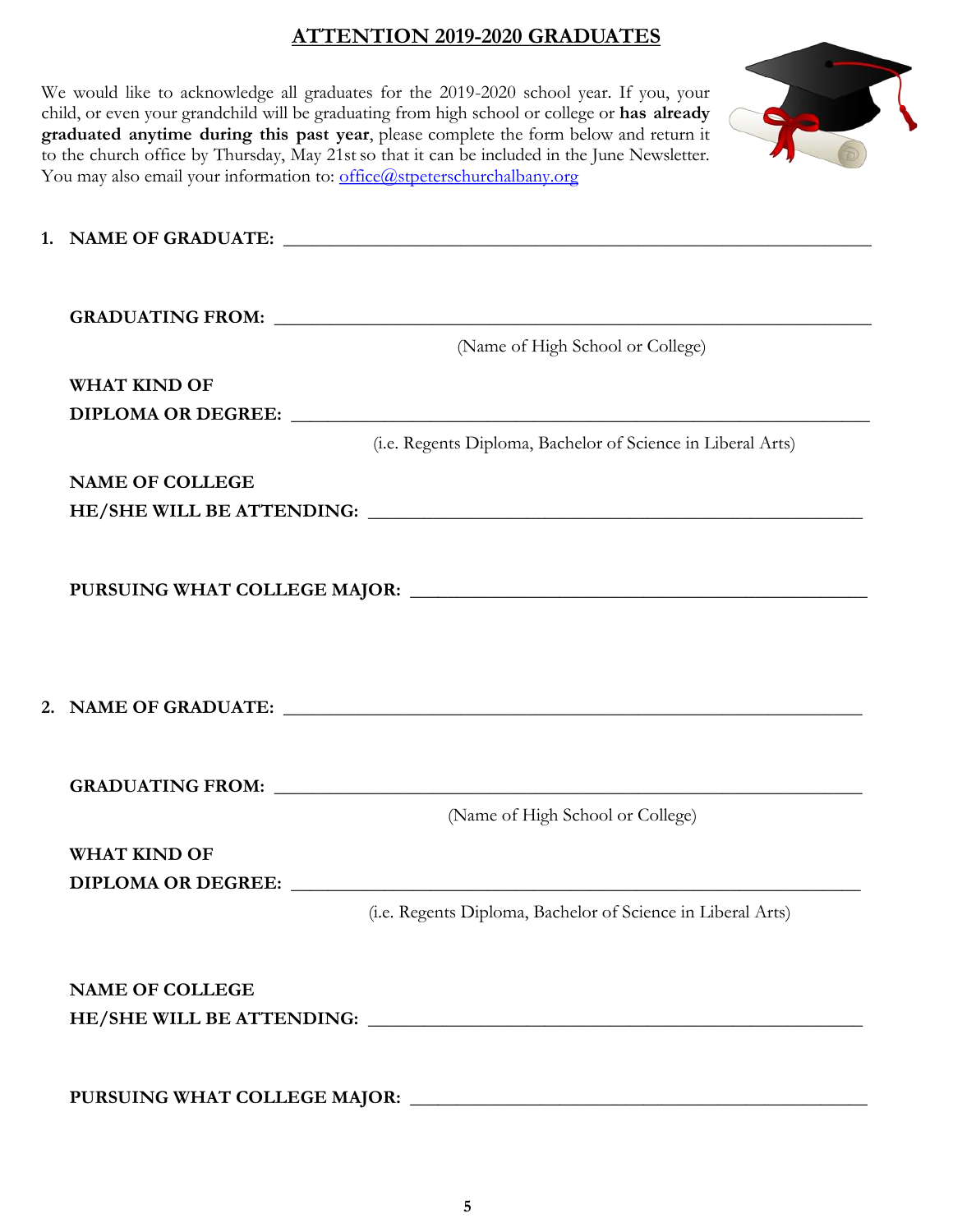## ATTENTION 2019-2020 GRADUATES

We would like to acknowledge all graduates for the 2019-2020 school year. If you, your child, or even your grandchild will be graduating from high school or college or **has already graduated anytime during this past year**, please complete the form below and return it to the church office by Thursday, May 21st so that it can be included in the June Newsletter. You may also email your information to: office@stpeterschurchalbany.org

1. **NAME OF GRADUATE:** ______________________________________________

   **GRADUATING FROM:** ______________________________________________
   
   (Name of High School or College)

   **WHAT KIND OF DIPLOMA OR DEGREE:** ______________________________________________
   
   (i.e. Regents Diploma, Bachelor of Science in Liberal Arts)

   **NAME OF COLLEGE HE/SHE WILL BE ATTENDING:** ______________________________________________

   **PURSUING WHAT COLLEGE MAJOR:** ______________________________________________

2. **NAME OF GRADUATE:** ______________________________________________

   **GRADUATING FROM:** ______________________________________________
   
   (Name of High School or College)

   **WHAT KIND OF DIPLOMA OR DEGREE:** ______________________________________________
   
   (i.e. Regents Diploma, Bachelor of Science in Liberal Arts)

   **NAME OF COLLEGE HE/SHE WILL BE ATTENDING:** ______________________________________________

   **PURSUING WHAT COLLEGE MAJOR:** ______________________________________________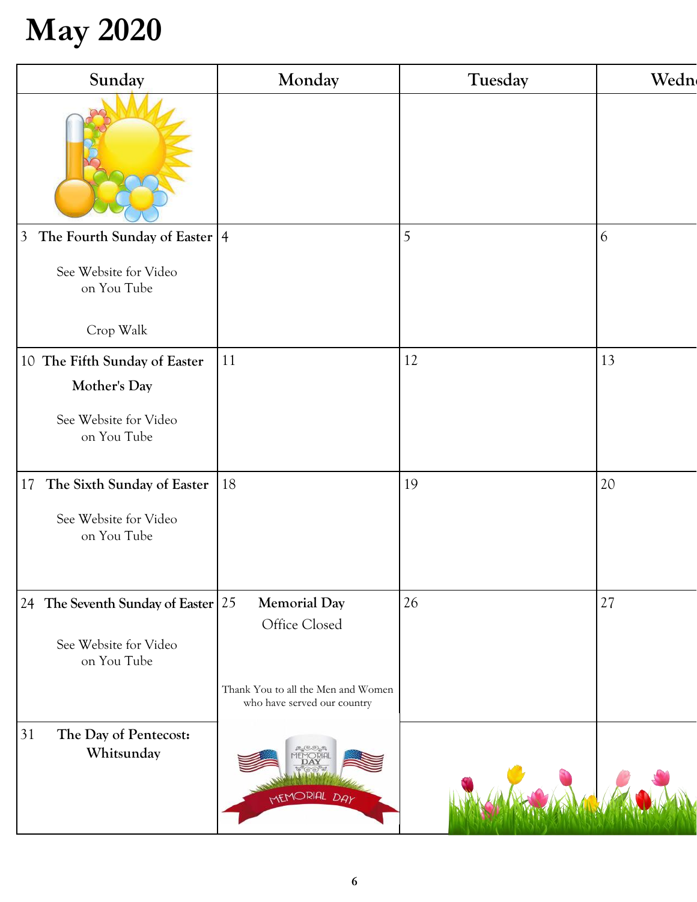# May 2020

| Sunday | Monday | Tuesday | Wedn |
|---|---|---|---|
| | | | |
| 3 The Fourth Sunday of Easter<br><br>See Website for Video on You Tube<br><br>Crop Walk | 4 | 5 | 6 |
| 10 The Fifth Sunday of Easter<br>**Mother's Day**<br><br>See Website for Video on You Tube | 11 | 12 | 13 |
| 17 The Sixth Sunday of Easter<br><br>See Website for Video on You Tube | 18 | 19 | 20 |
| 24 The Seventh Sunday of Easter<br><br>See Website for Video on You Tube | 25 **Memorial Day**<br>Office Closed<br><br>Thank You to all the Men and Women who have served our country | 26 | 27 |
| 31 The Day of Pentecost: Whitsunday | | | |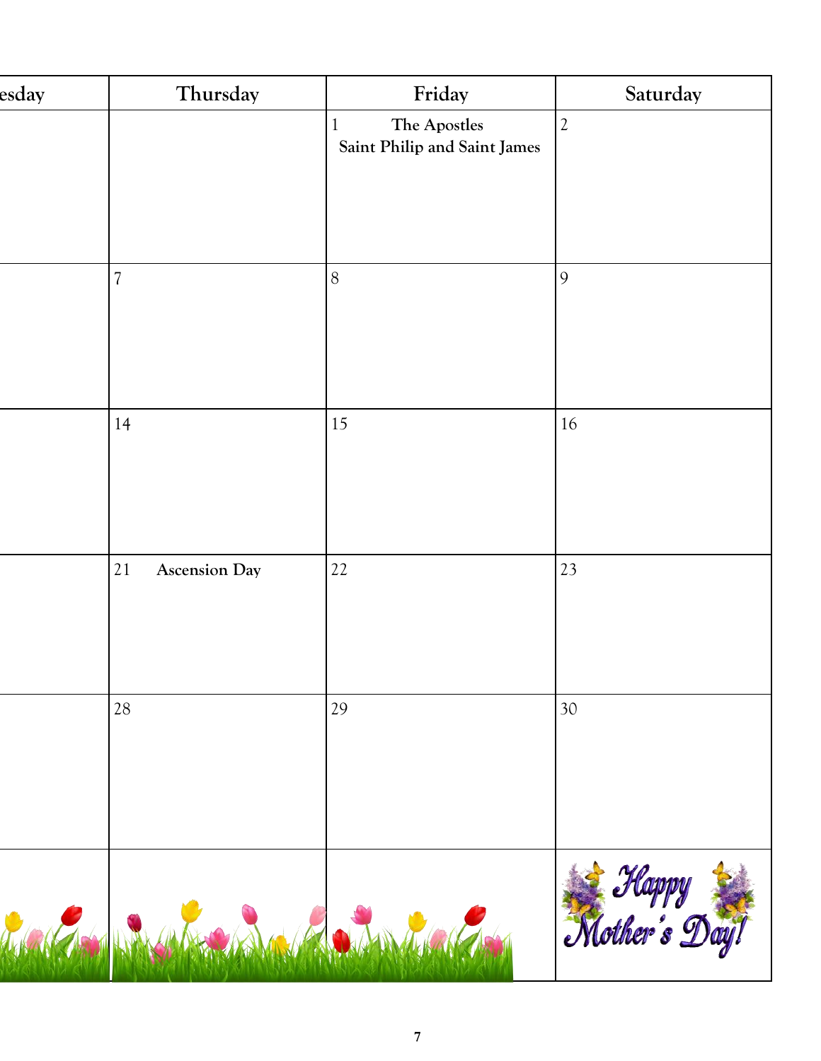| esday | Thursday | Friday | Saturday |
|---|---|---|---|
| | | 1 **The Apostles Saint Philip and Saint James** | 2 |
| | 7 | 8 | 9 |
| | 14 | 15 | 16 |
| | 21 **Ascension Day** | 22 | 23 |
| | 28 | 29 | 30 |
| | | | Happy Mother's Day! |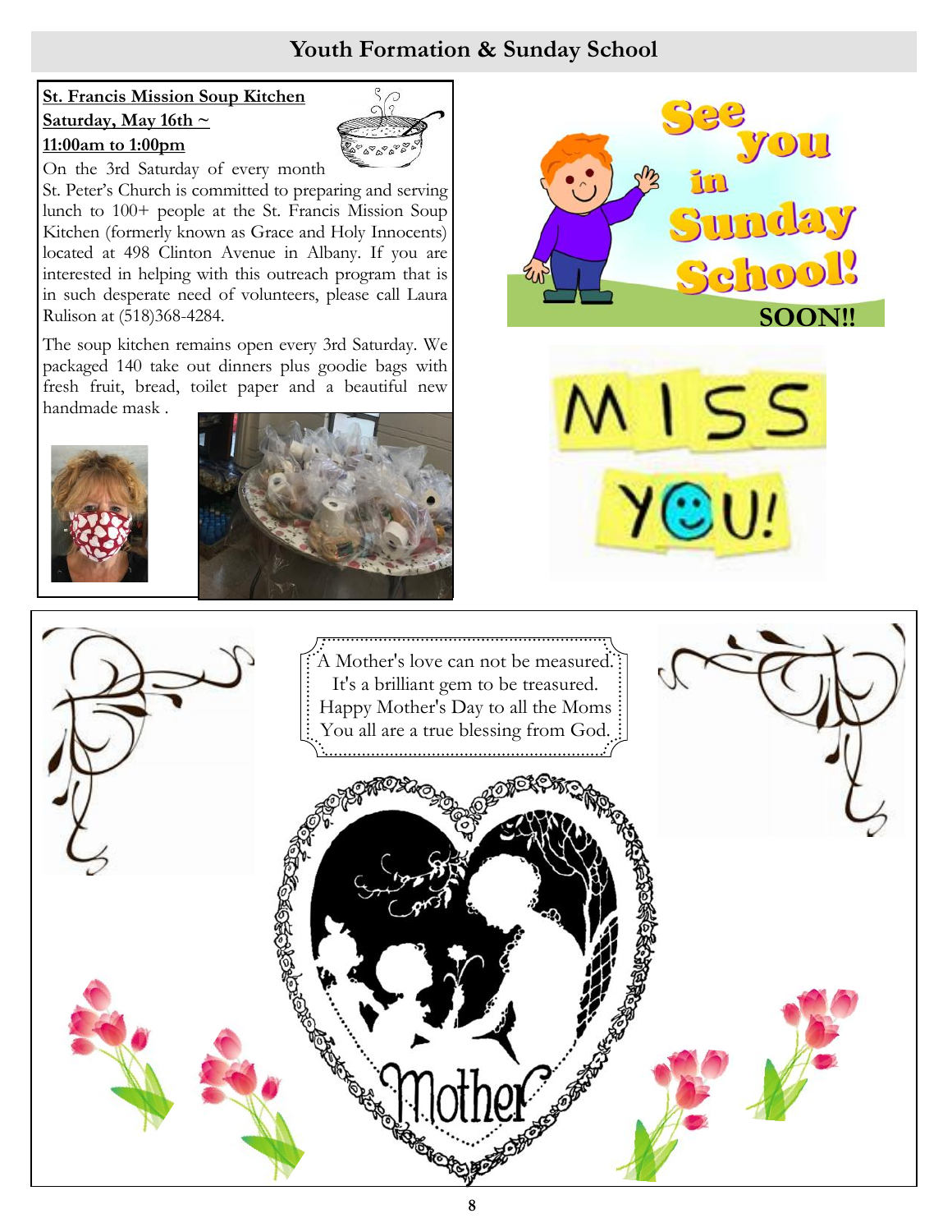## Youth Formation & Sunday School

**St. Francis Mission Soup Kitchen**
**Saturday, May 16th ~**
**11:00am to 1:00pm**

On the 3rd Saturday of every month St. Peter's Church is committed to preparing and serving lunch to 100+ people at the St. Francis Mission Soup Kitchen (formerly known as Grace and Holy Innocents) located at 498 Clinton Avenue in Albany. If you are interested in helping with this outreach program that is in such desperate need of volunteers, please call Laura Rulison at (518)368-4284.

The soup kitchen remains open every 3rd Saturday. We packaged 140 take out dinners plus goodie bags with fresh fruit, bread, toilet paper and a beautiful new handmade mask .

See you in Sunday School! SOON!!

MISS YOU!

A Mother's love can not be measured.
It's a brilliant gem to be treasured.
Happy Mother's Day to all the Moms
You all are a true blessing from God.

Mother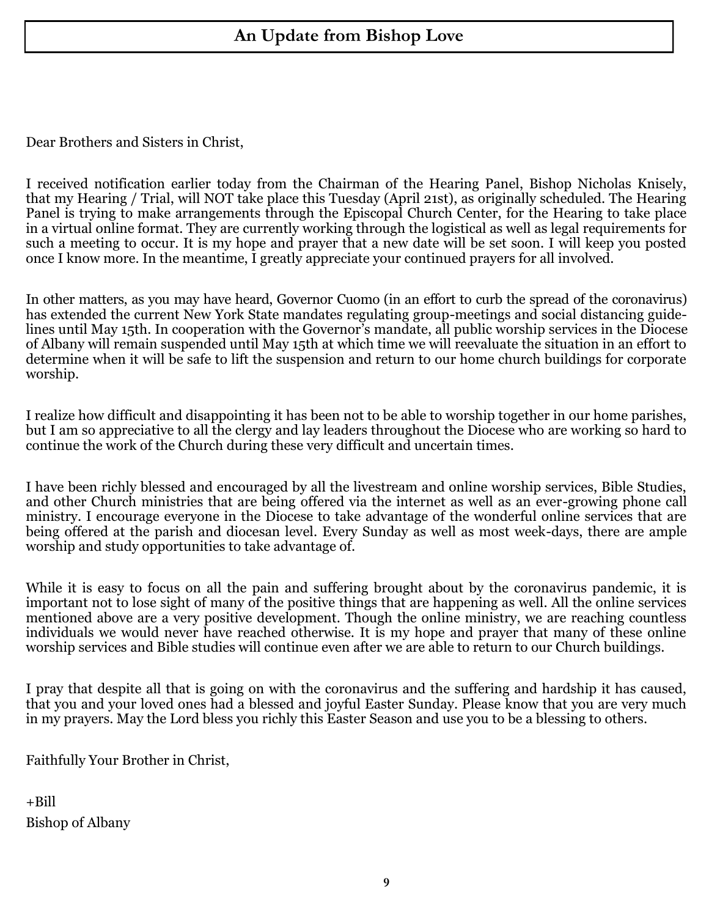## An Update from Bishop Love

Dear Brothers and Sisters in Christ,

I received notification earlier today from the Chairman of the Hearing Panel, Bishop Nicholas Knisely, that my Hearing / Trial, will NOT take place this Tuesday (April 21st), as originally scheduled. The Hearing Panel is trying to make arrangements through the Episcopal Church Center, for the Hearing to take place in a virtual online format. They are currently working through the logistical as well as legal requirements for such a meeting to occur. It is my hope and prayer that a new date will be set soon. I will keep you posted once I know more. In the meantime, I greatly appreciate your continued prayers for all involved.

In other matters, as you may have heard, Governor Cuomo (in an effort to curb the spread of the coronavirus) has extended the current New York State mandates regulating group-meetings and social distancing guidelines until May 15th. In cooperation with the Governor's mandate, all public worship services in the Diocese of Albany will remain suspended until May 15th at which time we will reevaluate the situation in an effort to determine when it will be safe to lift the suspension and return to our home church buildings for corporate worship.

I realize how difficult and disappointing it has been not to be able to worship together in our home parishes, but I am so appreciative to all the clergy and lay leaders throughout the Diocese who are working so hard to continue the work of the Church during these very difficult and uncertain times.

I have been richly blessed and encouraged by all the livestream and online worship services, Bible Studies, and other Church ministries that are being offered via the internet as well as an ever-growing phone call ministry. I encourage everyone in the Diocese to take advantage of the wonderful online services that are being offered at the parish and diocesan level. Every Sunday as well as most week-days, there are ample worship and study opportunities to take advantage of.

While it is easy to focus on all the pain and suffering brought about by the coronavirus pandemic, it is important not to lose sight of many of the positive things that are happening as well. All the online services mentioned above are a very positive development. Though the online ministry, we are reaching countless individuals we would never have reached otherwise. It is my hope and prayer that many of these online worship services and Bible studies will continue even after we are able to return to our Church buildings.

I pray that despite all that is going on with the coronavirus and the suffering and hardship it has caused, that you and your loved ones had a blessed and joyful Easter Sunday. Please know that you are very much in my prayers. May the Lord bless you richly this Easter Season and use you to be a blessing to others.

Faithfully Your Brother in Christ,

+Bill

Bishop of Albany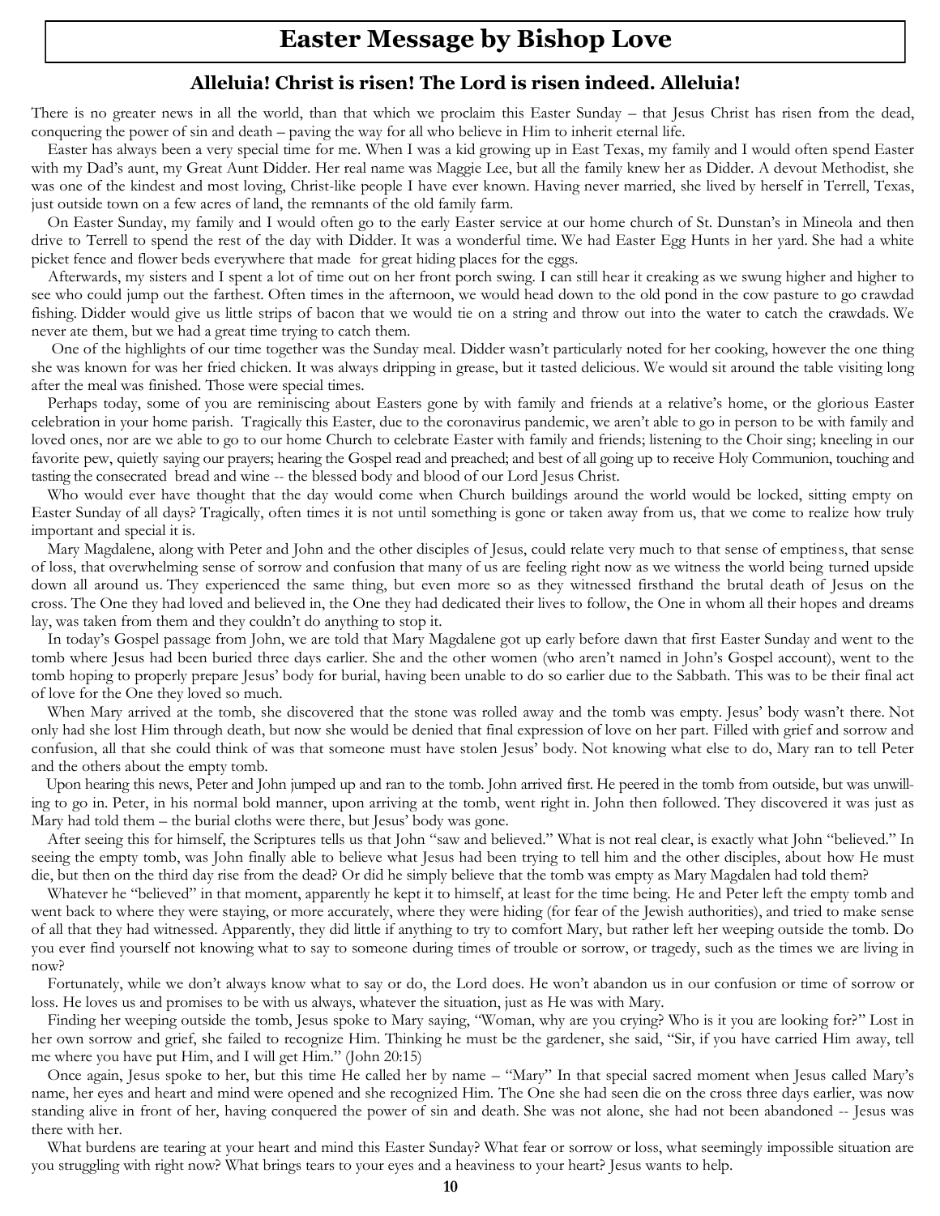# Easter Message by Bishop Love

## Alleluia! Christ is risen! The Lord is risen indeed. Alleluia!

There is no greater news in all the world, than that which we proclaim this Easter Sunday – that Jesus Christ has risen from the dead, conquering the power of sin and death – paving the way for all who believe in Him to inherit eternal life.

Easter has always been a very special time for me. When I was a kid growing up in East Texas, my family and I would often spend Easter with my Dad's aunt, my Great Aunt Didder. Her real name was Maggie Lee, but all the family knew her as Didder. A devout Methodist, she was one of the kindest and most loving, Christ-like people I have ever known. Having never married, she lived by herself in Terrell, Texas, just outside town on a few acres of land, the remnants of the old family farm.

On Easter Sunday, my family and I would often go to the early Easter service at our home church of St. Dunstan's in Mineola and then drive to Terrell to spend the rest of the day with Didder. It was a wonderful time. We had Easter Egg Hunts in her yard. She had a white picket fence and flower beds everywhere that made for great hiding places for the eggs.

Afterwards, my sisters and I spent a lot of time out on her front porch swing. I can still hear it creaking as we swung higher and higher to see who could jump out the farthest. Often times in the afternoon, we would head down to the old pond in the cow pasture to go crawdad fishing. Didder would give us little strips of bacon that we would tie on a string and throw out into the water to catch the crawdads. We never ate them, but we had a great time trying to catch them.

One of the highlights of our time together was the Sunday meal. Didder wasn't particularly noted for her cooking, however the one thing she was known for was her fried chicken. It was always dripping in grease, but it tasted delicious. We would sit around the table visiting long after the meal was finished. Those were special times.

Perhaps today, some of you are reminiscing about Easters gone by with family and friends at a relative's home, or the glorious Easter celebration in your home parish. Tragically this Easter, due to the coronavirus pandemic, we aren't able to go in person to be with family and loved ones, nor are we able to go to our home Church to celebrate Easter with family and friends; listening to the Choir sing; kneeling in our favorite pew, quietly saying our prayers; hearing the Gospel read and preached; and best of all going up to receive Holy Communion, touching and tasting the consecrated bread and wine -- the blessed body and blood of our Lord Jesus Christ.

Who would ever have thought that the day would come when Church buildings around the world would be locked, sitting empty on Easter Sunday of all days? Tragically, often times it is not until something is gone or taken away from us, that we come to realize how truly important and special it is.

Mary Magdalene, along with Peter and John and the other disciples of Jesus, could relate very much to that sense of emptiness, that sense of loss, that overwhelming sense of sorrow and confusion that many of us are feeling right now as we witness the world being turned upside down all around us. They experienced the same thing, but even more so as they witnessed firsthand the brutal death of Jesus on the cross. The One they had loved and believed in, the One they had dedicated their lives to follow, the One in whom all their hopes and dreams lay, was taken from them and they couldn't do anything to stop it.

In today's Gospel passage from John, we are told that Mary Magdalene got up early before dawn that first Easter Sunday and went to the tomb where Jesus had been buried three days earlier. She and the other women (who aren't named in John's Gospel account), went to the tomb hoping to properly prepare Jesus' body for burial, having been unable to do so earlier due to the Sabbath. This was to be their final act of love for the One they loved so much.

When Mary arrived at the tomb, she discovered that the stone was rolled away and the tomb was empty. Jesus' body wasn't there. Not only had she lost Him through death, but now she would be denied that final expression of love on her part. Filled with grief and sorrow and confusion, all that she could think of was that someone must have stolen Jesus' body. Not knowing what else to do, Mary ran to tell Peter and the others about the empty tomb.

Upon hearing this news, Peter and John jumped up and ran to the tomb. John arrived first. He peered in the tomb from outside, but was unwilling to go in. Peter, in his normal bold manner, upon arriving at the tomb, went right in. John then followed. They discovered it was just as Mary had told them – the burial cloths were there, but Jesus' body was gone.

After seeing this for himself, the Scriptures tells us that John "saw and believed." What is not real clear, is exactly what John "believed." In seeing the empty tomb, was John finally able to believe what Jesus had been trying to tell him and the other disciples, about how He must die, but then on the third day rise from the dead? Or did he simply believe that the tomb was empty as Mary Magdalen had told them?

Whatever he "believed" in that moment, apparently he kept it to himself, at least for the time being. He and Peter left the empty tomb and went back to where they were staying, or more accurately, where they were hiding (for fear of the Jewish authorities), and tried to make sense of all that they had witnessed. Apparently, they did little if anything to try to comfort Mary, but rather left her weeping outside the tomb. Do you ever find yourself not knowing what to say to someone during times of trouble or sorrow, or tragedy, such as the times we are living in now?

Fortunately, while we don't always know what to say or do, the Lord does. He won't abandon us in our confusion or time of sorrow or loss. He loves us and promises to be with us always, whatever the situation, just as He was with Mary.

Finding her weeping outside the tomb, Jesus spoke to Mary saying, "Woman, why are you crying? Who is it you are looking for?" Lost in her own sorrow and grief, she failed to recognize Him. Thinking he must be the gardener, she said, "Sir, if you have carried Him away, tell me where you have put Him, and I will get Him." (John 20:15)

Once again, Jesus spoke to her, but this time He called her by name – "Mary" In that special sacred moment when Jesus called Mary's name, her eyes and heart and mind were opened and she recognized Him. The One she had seen die on the cross three days earlier, was now standing alive in front of her, having conquered the power of sin and death. She was not alone, she had not been abandoned -- Jesus was there with her.

What burdens are tearing at your heart and mind this Easter Sunday? What fear or sorrow or loss, what seemingly impossible situation are you struggling with right now? What brings tears to your eyes and a heaviness to your heart? Jesus wants to help.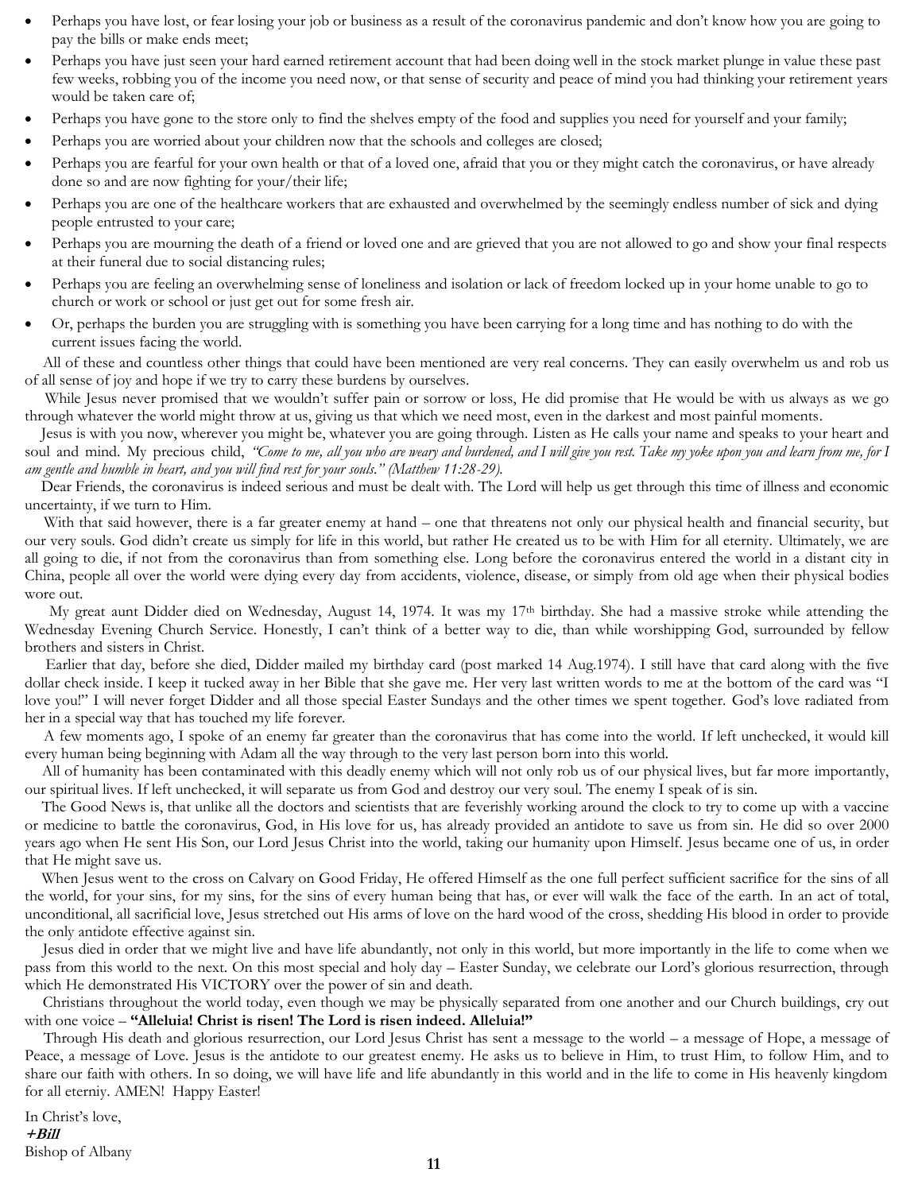- Perhaps you have lost, or fear losing your job or business as a result of the coronavirus pandemic and don't know how you are going to pay the bills or make ends meet;
- Perhaps you have just seen your hard earned retirement account that had been doing well in the stock market plunge in value these past few weeks, robbing you of the income you need now, or that sense of security and peace of mind you had thinking your retirement years would be taken care of;
- Perhaps you have gone to the store only to find the shelves empty of the food and supplies you need for yourself and your family;
- Perhaps you are worried about your children now that the schools and colleges are closed;
- Perhaps you are fearful for your own health or that of a loved one, afraid that you or they might catch the coronavirus, or have already done so and are now fighting for your/their life;
- Perhaps you are one of the healthcare workers that are exhausted and overwhelmed by the seemingly endless number of sick and dying people entrusted to your care;
- Perhaps you are mourning the death of a friend or loved one and are grieved that you are not allowed to go and show your final respects at their funeral due to social distancing rules;
- Perhaps you are feeling an overwhelming sense of loneliness and isolation or lack of freedom locked up in your home unable to go to church or work or school or just get out for some fresh air.
- Or, perhaps the burden you are struggling with is something you have been carrying for a long time and has nothing to do with the current issues facing the world.

All of these and countless other things that could have been mentioned are very real concerns. They can easily overwhelm us and rob us of all sense of joy and hope if we try to carry these burdens by ourselves.

While Jesus never promised that we wouldn't suffer pain or sorrow or loss, He did promise that He would be with us always as we go through whatever the world might throw at us, giving us that which we need most, even in the darkest and most painful moments.

Jesus is with you now, wherever you might be, whatever you are going through. Listen as He calls your name and speaks to your heart and soul and mind. My precious child, *"Come to me, all you who are weary and burdened, and I will give you rest. Take my yoke upon you and learn from me, for I am gentle and humble in heart, and you will find rest for your souls." (Matthew 11:28-29).*

Dear Friends, the coronavirus is indeed serious and must be dealt with. The Lord will help us get through this time of illness and economic uncertainty, if we turn to Him.

With that said however, there is a far greater enemy at hand – one that threatens not only our physical health and financial security, but our very souls. God didn't create us simply for life in this world, but rather He created us to be with Him for all eternity. Ultimately, we are all going to die, if not from the coronavirus than from something else. Long before the coronavirus entered the world in a distant city in China, people all over the world were dying every day from accidents, violence, disease, or simply from old age when their physical bodies wore out.

My great aunt Didder died on Wednesday, August 14, 1974. It was my 17th birthday. She had a massive stroke while attending the Wednesday Evening Church Service. Honestly, I can't think of a better way to die, than while worshipping God, surrounded by fellow brothers and sisters in Christ.

Earlier that day, before she died, Didder mailed my birthday card (post marked 14 Aug.1974). I still have that card along with the five dollar check inside. I keep it tucked away in her Bible that she gave me. Her very last written words to me at the bottom of the card was "I love you!" I will never forget Didder and all those special Easter Sundays and the other times we spent together. God's love radiated from her in a special way that has touched my life forever.

A few moments ago, I spoke of an enemy far greater than the coronavirus that has come into the world. If left unchecked, it would kill every human being beginning with Adam all the way through to the very last person born into this world.

All of humanity has been contaminated with this deadly enemy which will not only rob us of our physical lives, but far more importantly, our spiritual lives. If left unchecked, it will separate us from God and destroy our very soul. The enemy I speak of is sin.

The Good News is, that unlike all the doctors and scientists that are feverishly working around the clock to try to come up with a vaccine or medicine to battle the coronavirus, God, in His love for us, has already provided an antidote to save us from sin. He did so over 2000 years ago when He sent His Son, our Lord Jesus Christ into the world, taking our humanity upon Himself. Jesus became one of us, in order that He might save us.

When Jesus went to the cross on Calvary on Good Friday, He offered Himself as the one full perfect sufficient sacrifice for the sins of all the world, for your sins, for my sins, for the sins of every human being that has, or ever will walk the face of the earth. In an act of total, unconditional, all sacrificial love, Jesus stretched out His arms of love on the hard wood of the cross, shedding His blood in order to provide the only antidote effective against sin.

Jesus died in order that we might live and have life abundantly, not only in this world, but more importantly in the life to come when we pass from this world to the next. On this most special and holy day – Easter Sunday, we celebrate our Lord's glorious resurrection, through which He demonstrated His VICTORY over the power of sin and death.

Christians throughout the world today, even though we may be physically separated from one another and our Church buildings, cry out with one voice – **"Alleluia! Christ is risen! The Lord is risen indeed. Alleluia!"**

Through His death and glorious resurrection, our Lord Jesus Christ has sent a message to the world – a message of Hope, a message of Peace, a message of Love. Jesus is the antidote to our greatest enemy. He asks us to believe in Him, to trust Him, to follow Him, and to share our faith with others. In so doing, we will have life and life abundantly in this world and in the life to come in His heavenly kingdom for all eterniy. AMEN! Happy Easter!

In Christ's love,
***+Bill***
Bishop of Albany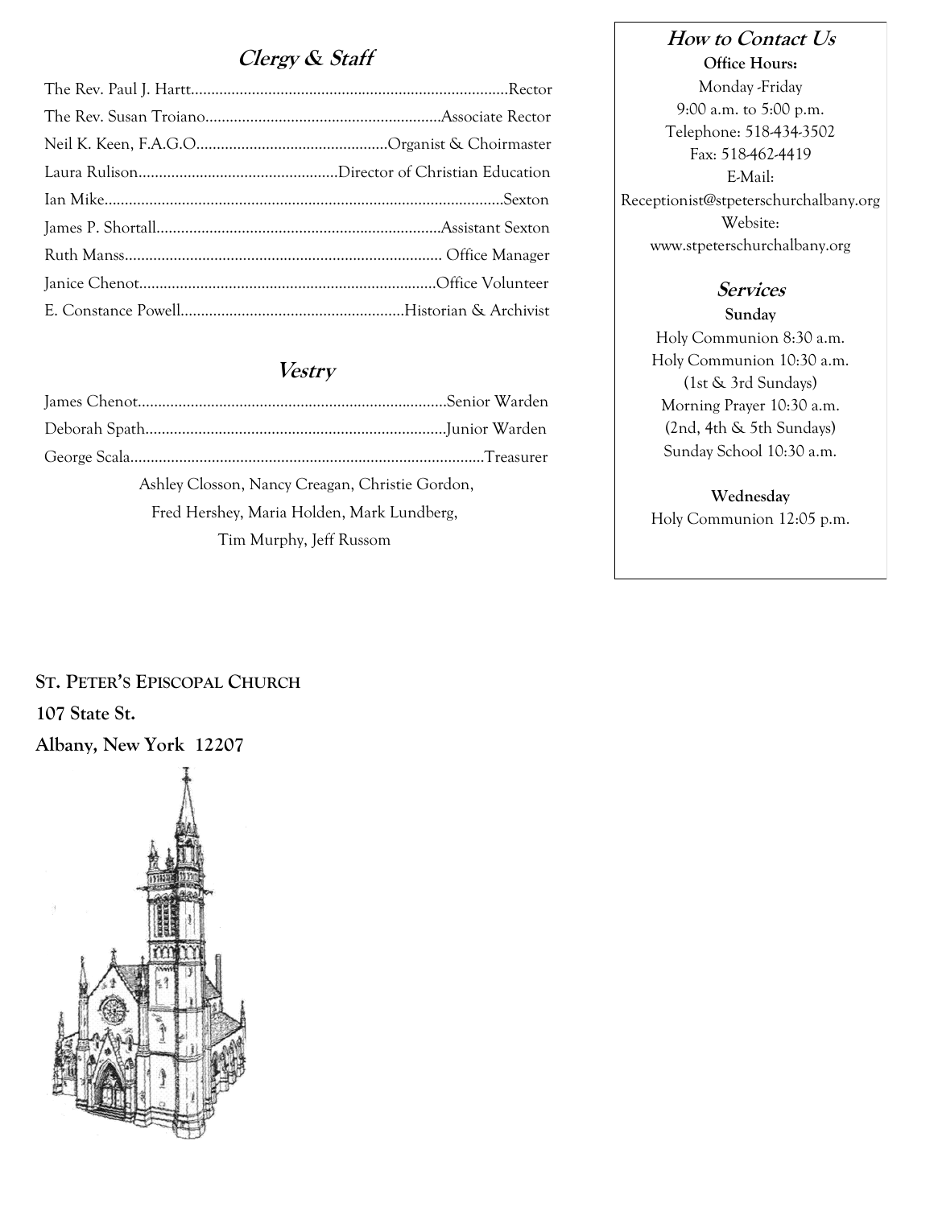## Clergy & Staff

The Rev. Paul J. Hartt.............................................................................Rector
The Rev. Susan Troiano..........................................................Associate Rector
Neil K. Keen, F.A.G.O...............................................Organist & Choirmaster
Laura Rulison.................................................Director of Christian Education
Ian Mike..................................................................................................Sexton
James P. Shortall......................................................................Assistant Sexton
Ruth Manss.............................................................................. Office Manager
Janice Chenot.........................................................................Office Volunteer
E. Constance Powell.......................................................Historian & Archivist

## Vestry

James Chenot...........................................................................Senior Warden
Deborah Spath..........................................................................Junior Warden
George Scala.......................................................................................Treasurer

Ashley Closson, Nancy Creagan, Christie Gordon,
Fred Hershey, Maria Holden, Mark Lundberg,
Tim Murphy, Jeff Russom

## How to Contact Us

**Office Hours:**
Monday -Friday
9:00 a.m. to 5:00 p.m.
Telephone: 518-434-3502
Fax: 518-462-4419
E-Mail:
Receptionist@stpeterschurchalbany.org
Website:
www.stpeterschurchalbany.org

## Services

**Sunday**
Holy Communion 8:30 a.m.
Holy Communion 10:30 a.m.
(1st & 3rd Sundays)
Morning Prayer 10:30 a.m.
(2nd, 4th & 5th Sundays)
Sunday School 10:30 a.m.

**Wednesday**
Holy Communion 12:05 p.m.

**ST. PETER'S EPISCOPAL CHURCH**
**107 State St.**
**Albany, New York 12207**